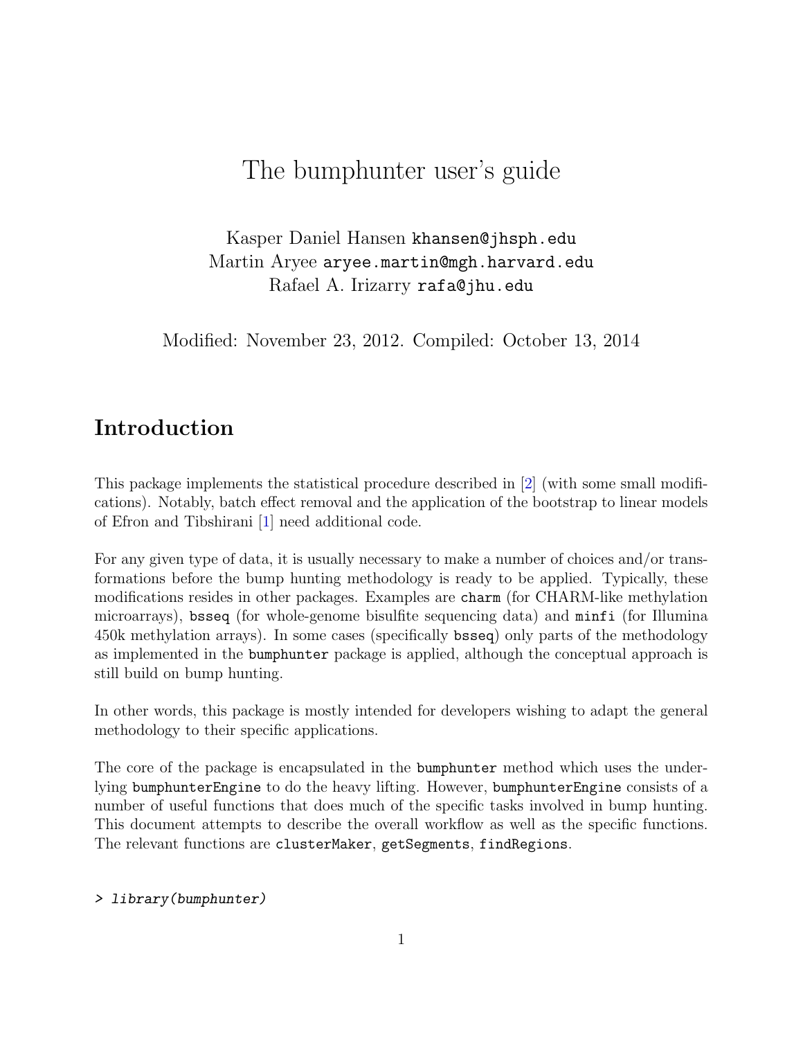# The bumphunter user's guide

Kasper Daniel Hansen `khansen@jhsph.edu`
Martin Aryee `aryee.martin@mgh.harvard.edu`
Rafael A. Irizarry `rafa@jhu.edu`

Modified: November 23, 2012. Compiled: October 13, 2014

## Introduction

This package implements the statistical procedure described in [2] (with some small modifications). Notably, batch effect removal and the application of the bootstrap to linear models of Efron and Tibshirani [1] need additional code.

For any given type of data, it is usually necessary to make a number of choices and/or transformations before the bump hunting methodology is ready to be applied. Typically, these modifications resides in other packages. Examples are `charm` (for CHARM-like methylation microarrays), `bsseq` (for whole-genome bisulfite sequencing data) and `minfi` (for Illumina 450k methylation arrays). In some cases (specifically `bsseq`) only parts of the methodology as implemented in the `bumphunter` package is applied, although the conceptual approach is still build on bump hunting.

In other words, this package is mostly intended for developers wishing to adapt the general methodology to their specific applications.

The core of the package is encapsulated in the `bumphunter` method which uses the underlying `bumphunterEngine` to do the heavy lifting. However, `bumphunterEngine` consists of a number of useful functions that does much of the specific tasks involved in bump hunting. This document attempts to describe the overall workflow as well as the specific functions. The relevant functions are `clusterMaker`, `getSegments`, `findRegions`.

```
> library(bumphunter)
```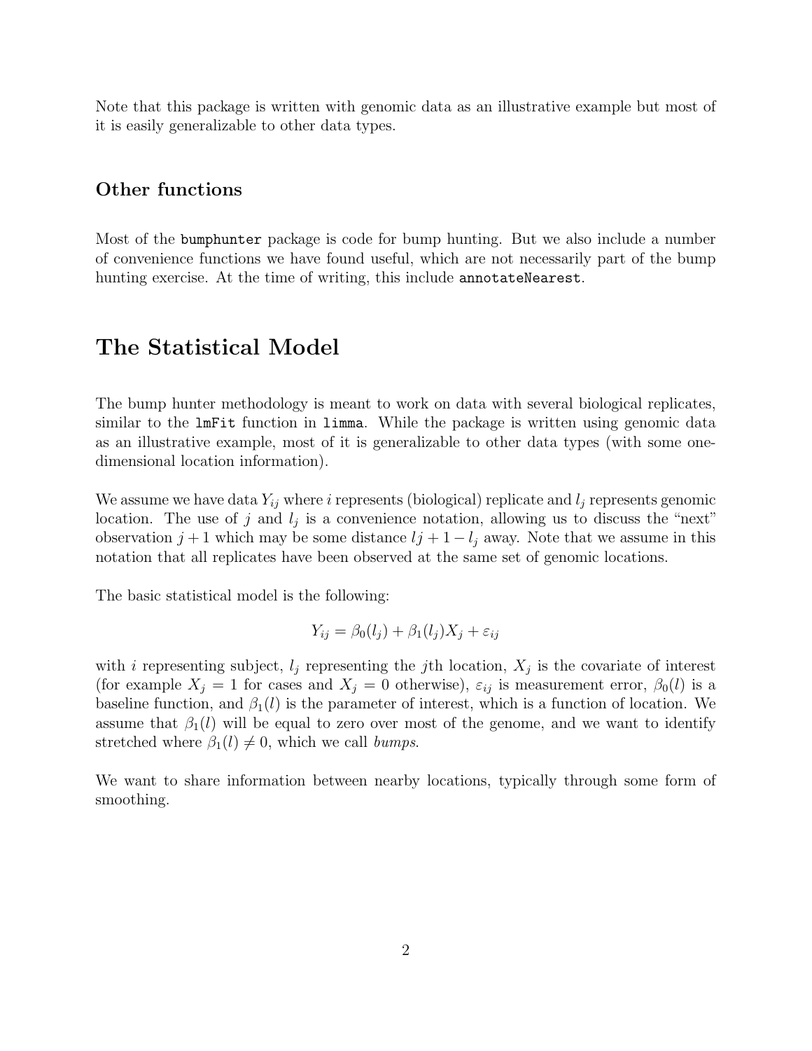Note that this package is written with genomic data as an illustrative example but most of it is easily generalizable to other data types.

## Other functions

Most of the `bumphunter` package is code for bump hunting. But we also include a number of convenience functions we have found useful, which are not necessarily part of the bump hunting exercise. At the time of writing, this include `annotateNearest`.

# The Statistical Model

The bump hunter methodology is meant to work on data with several biological replicates, similar to the `lmFit` function in `limma`. While the package is written using genomic data as an illustrative example, most of it is generalizable to other data types (with some one-dimensional location information).

We assume we have data $Y_{ij}$ where $i$ represents (biological) replicate and $l_j$ represents genomic location. The use of $j$ and $l_j$ is a convenience notation, allowing us to discuss the "next" observation $j+1$ which may be some distance $lj + 1 - l_j$ away. Note that we assume in this notation that all replicates have been observed at the same set of genomic locations.

The basic statistical model is the following:

$$Y_{ij} = \beta_0(l_j) + \beta_1(l_j)X_j + \varepsilon_{ij}$$

with $i$ representing subject, $l_j$ representing the $j$th location, $X_j$ is the covariate of interest (for example $X_j = 1$ for cases and $X_j = 0$ otherwise), $\varepsilon_{ij}$ is measurement error, $\beta_0(l)$ is a baseline function, and $\beta_1(l)$ is the parameter of interest, which is a function of location. We assume that $\beta_1(l)$ will be equal to zero over most of the genome, and we want to identify stretched where $\beta_1(l) \neq 0$, which we call *bumps*.

We want to share information between nearby locations, typically through some form of smoothing.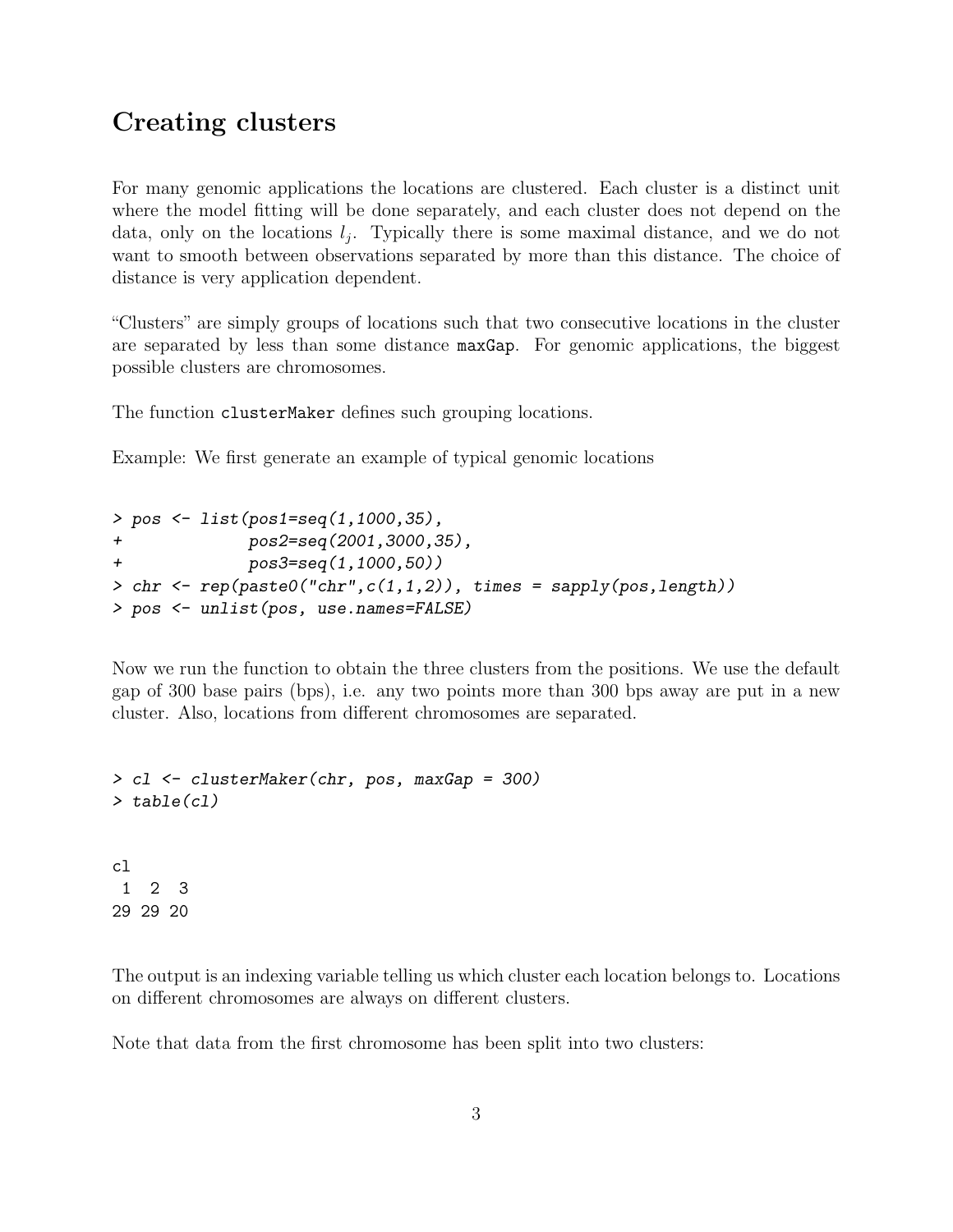## Creating clusters

For many genomic applications the locations are clustered. Each cluster is a distinct unit where the model fitting will be done separately, and each cluster does not depend on the data, only on the locations $l_j$. Typically there is some maximal distance, and we do not want to smooth between observations separated by more than this distance. The choice of distance is very application dependent.

"Clusters" are simply groups of locations such that two consecutive locations in the cluster are separated by less than some distance `maxGap`. For genomic applications, the biggest possible clusters are chromosomes.

The function `clusterMaker` defines such grouping locations.

Example: We first generate an example of typical genomic locations

```
> pos <- list(pos1=seq(1,1000,35),
+             pos2=seq(2001,3000,35),
+             pos3=seq(1,1000,50))
> chr <- rep(paste0("chr",c(1,1,2)), times = sapply(pos,length))
> pos <- unlist(pos, use.names=FALSE)
```

Now we run the function to obtain the three clusters from the positions. We use the default gap of 300 base pairs (bps), i.e. any two points more than 300 bps away are put in a new cluster. Also, locations from different chromosomes are separated.

```
> cl <- clusterMaker(chr, pos, maxGap = 300)
> table(cl)
```

```
cl
 1  2  3
29 29 20
```

The output is an indexing variable telling us which cluster each location belongs to. Locations on different chromosomes are always on different clusters.

Note that data from the first chromosome has been split into two clusters: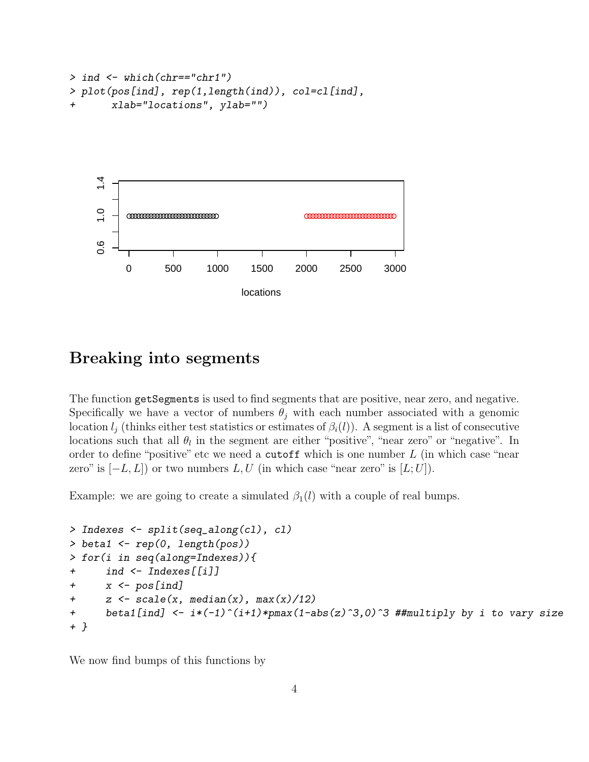```
> ind <- which(chr=="chr1")
> plot(pos[ind], rep(1,length(ind)), col=cl[ind],
+      xlab="locations", ylab="")
```

## Breaking into segments

The function `getSegments` is used to find segments that are positive, near zero, and negative. Specifically we have a vector of numbers $\theta_j$ with each number associated with a genomic location $l_j$ (thinks either test statistics or estimates of $\beta_i(l)$). A segment is a list of consecutive locations such that all $\theta_l$ in the segment are either "positive", "near zero" or "negative". In order to define "positive" etc we need a `cutoff` which is one number $L$ (in which case "near zero" is $[-L, L]$) or two numbers $L, U$ (in which case "near zero" is $[L; U]$).

Example: we are going to create a simulated $\beta_1(l)$ with a couple of real bumps.

```
> Indexes <- split(seq_along(cl), cl)
> beta1 <- rep(0, length(pos))
> for(i in seq(along=Indexes)){
+     ind <- Indexes[[i]]
+     x <- pos[ind]
+     z <- scale(x, median(x), max(x)/12)
+     beta1[ind] <- i*(-1)^(i+1)*pmax(1-abs(z)^3,0)^3 ##multiply by i to vary size
+ }
```

We now find bumps of this functions by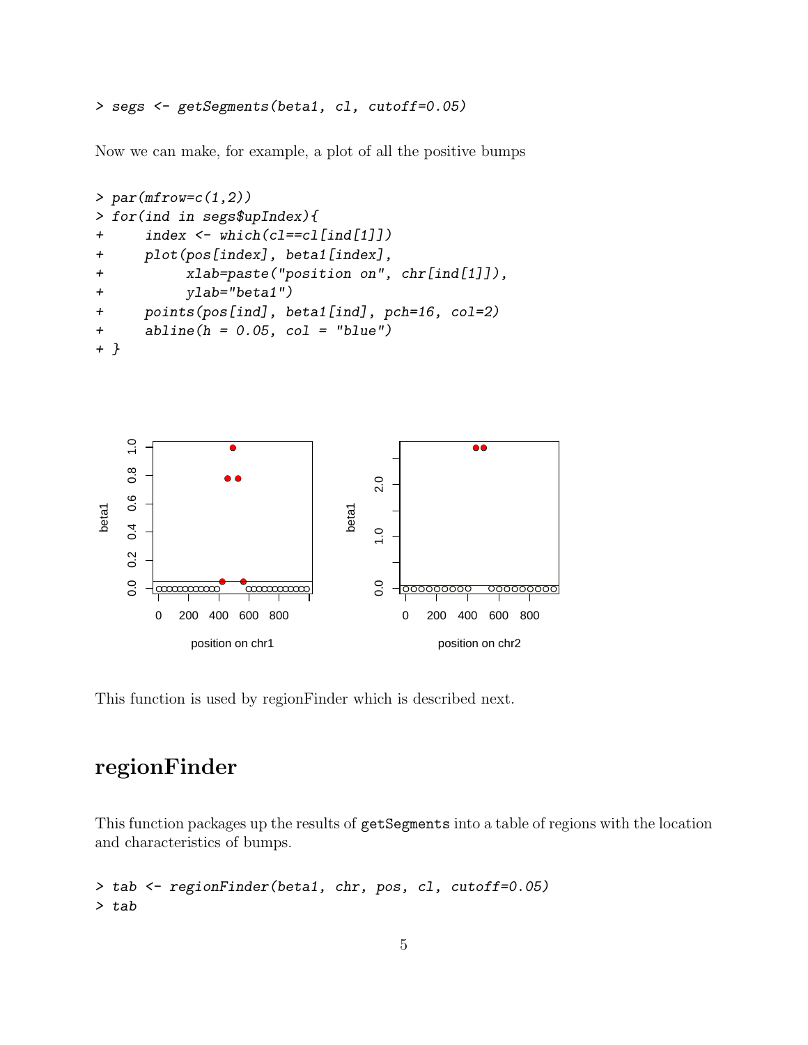```
> segs <- getSegments(beta1, cl, cutoff=0.05)
```

Now we can make, for example, a plot of all the positive bumps

```
> par(mfrow=c(1,2))
> for(ind in segs$upIndex){
+     index <- which(cl==cl[ind[1]])
+     plot(pos[index], beta1[index],
+          xlab=paste("position on", chr[ind[1]]),
+          ylab="beta1")
+     points(pos[ind], beta1[ind], pch=16, col=2)
+     abline(h = 0.05, col = "blue")
+ }
```

This function is used by regionFinder which is described next.

## regionFinder

This function packages up the results of getSegments into a table of regions with the location and characteristics of bumps.

```
> tab <- regionFinder(beta1, chr, pos, cl, cutoff=0.05)
> tab
```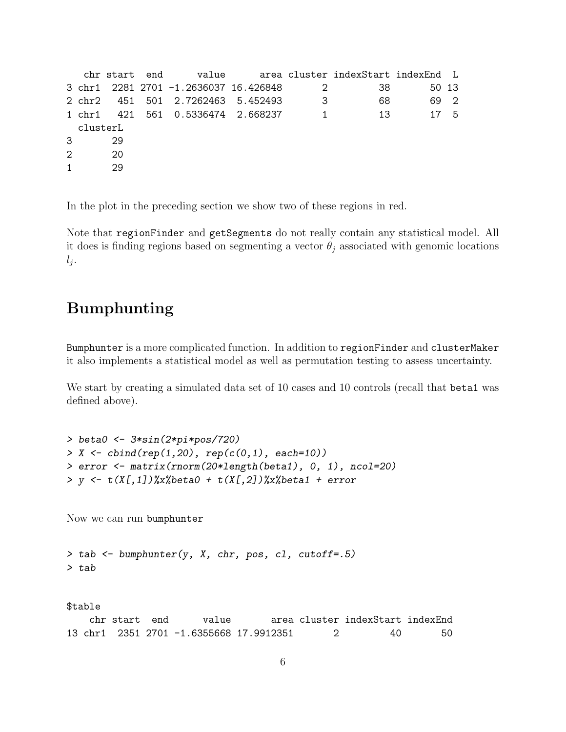```
   chr start  end      value      area cluster indexStart indexEnd  L
3 chr1  2281 2701 -1.2636037 16.426848       2         38       50 13
2 chr2   451  501  2.7262463  5.452493       3         68       69  2
1 chr1   421  561  0.5336474  2.668237       1         13       17  5
  clusterL
3       29
2       20
1       29
```

In the plot in the preceding section we show two of these regions in red.

Note that `regionFinder` and `getSegments` do not really contain any statistical model. All it does is finding regions based on segmenting a vector $\theta_j$ associated with genomic locations $l_j$.

## Bumphunting

`Bumphunter` is a more complicated function. In addition to `regionFinder` and `clusterMaker` it also implements a statistical model as well as permutation testing to assess uncertainty.

We start by creating a simulated data set of 10 cases and 10 controls (recall that `beta1` was defined above).

```
> beta0 <- 3*sin(2*pi*pos/720)
> X <- cbind(rep(1,20), rep(c(0,1), each=10))
> error <- matrix(rnorm(20*length(beta1), 0, 1), ncol=20)
> y <- t(X[,1])%x%beta0 + t(X[,2])%x%beta1 + error
```

Now we can run `bumphunter`

```
> tab <- bumphunter(y, X, chr, pos, cl, cutoff=.5)
> tab
```

```
$table
    chr start  end      value       area cluster indexStart indexEnd
13 chr1  2351 2701 -1.6355668 17.9912351       2         40       50
```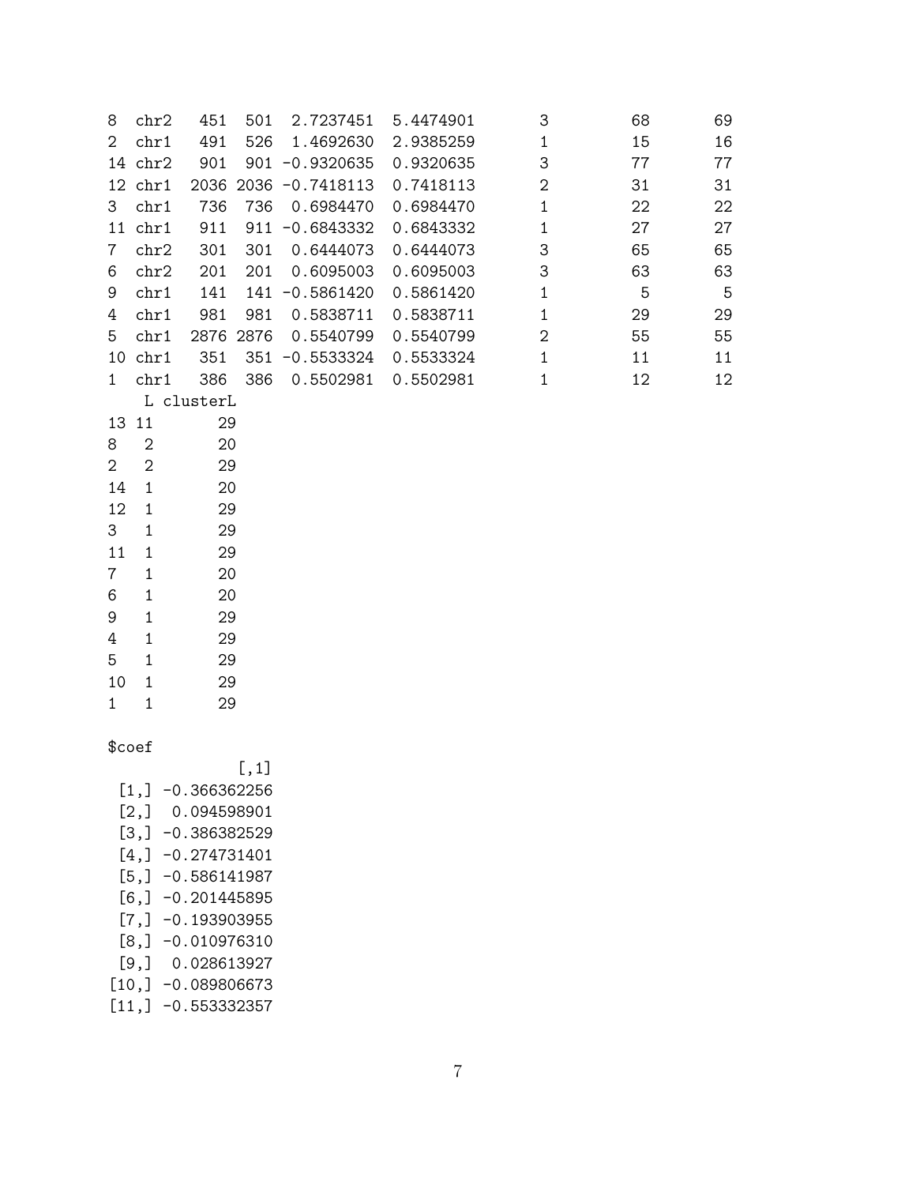```
8  chr2   451  501  2.7237451  5.4474901       3         68        69
2  chr1   491  526  1.4692630  2.9385259       1         15        16
14 chr2   901  901 -0.9320635  0.9320635       3         77        77
12 chr1  2036 2036 -0.7418113  0.7418113       2         31        31
3  chr1   736  736  0.6984470  0.6984470       1         22        22
11 chr1   911  911 -0.6843332  0.6843332       1         27        27
7  chr2   301  301  0.6444073  0.6444073       3         65        65
6  chr2   201  201  0.6095003  0.6095003       3         63        63
9  chr1   141  141 -0.5861420  0.5861420       1          5         5
4  chr1   981  981  0.5838711  0.5838711       1         29        29
5  chr1  2876 2876  0.5540799  0.5540799       2         55        55
10 chr1   351  351 -0.5533324  0.5533324       1         11        11
1  chr1   386  386  0.5502981  0.5502981       1         12        12
    L clusterL
13 11       29
8   2       20
2   2       29
14  1       20
12  1       29
3   1       29
11  1       29
7   1       20
6   1       20
9   1       29
4   1       29
5   1       29
10  1       29
1   1       29

$coef
              [,1]
 [1,] -0.366362256
 [2,]  0.094598901
 [3,] -0.386382529
 [4,] -0.274731401
 [5,] -0.586141987
 [6,] -0.201445895
 [7,] -0.193903955
 [8,] -0.010976310
 [9,]  0.028613927
[10,] -0.089806673
[11,] -0.553332357
```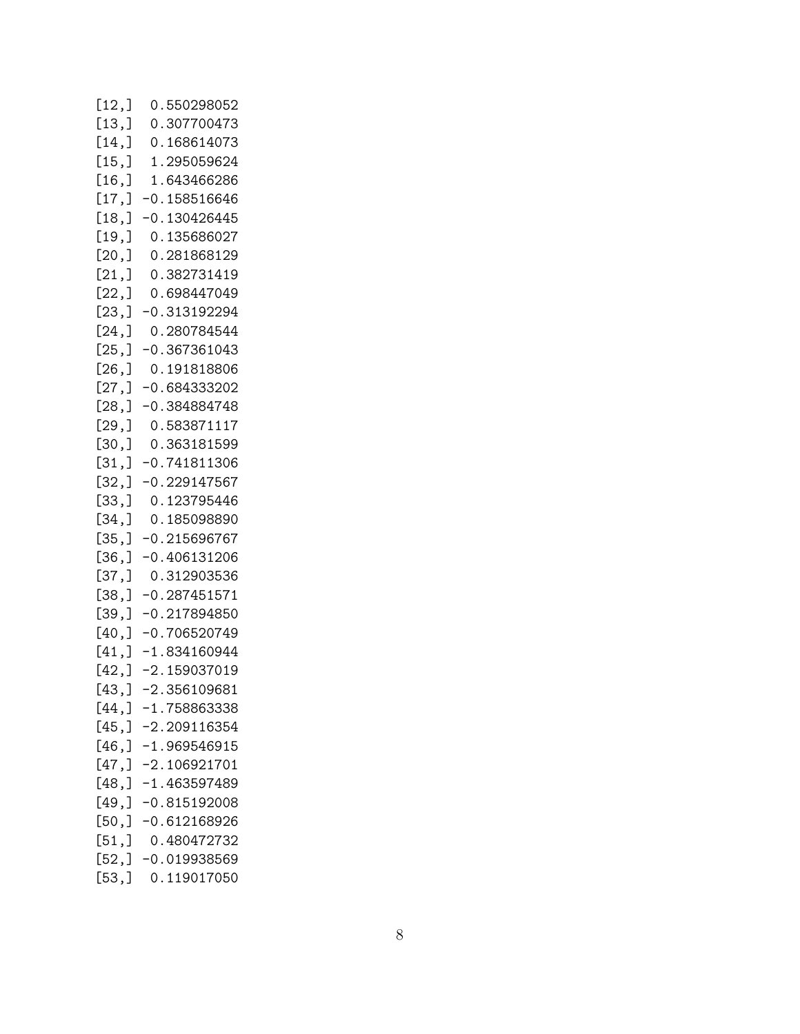```
[12,]  0.550298052
[13,]  0.307700473
[14,]  0.168614073
[15,]  1.295059624
[16,]  1.643466286
[17,] -0.158516646
[18,] -0.130426445
[19,]  0.135686027
[20,]  0.281868129
[21,]  0.382731419
[22,]  0.698447049
[23,] -0.313192294
[24,]  0.280784544
[25,] -0.367361043
[26,]  0.191818806
[27,] -0.684333202
[28,] -0.384884748
[29,]  0.583871117
[30,]  0.363181599
[31,] -0.741811306
[32,] -0.229147567
[33,]  0.123795446
[34,]  0.185098890
[35,] -0.215696767
[36,] -0.406131206
[37,]  0.312903536
[38,] -0.287451571
[39,] -0.217894850
[40,] -0.706520749
[41,] -1.834160944
[42,] -2.159037019
[43,] -2.356109681
[44,] -1.758863338
[45,] -2.209116354
[46,] -1.969546915
[47,] -2.106921701
[48,] -1.463597489
[49,] -0.815192008
[50,] -0.612168926
[51,]  0.480472732
[52,] -0.019938569
[53,]  0.119017050
```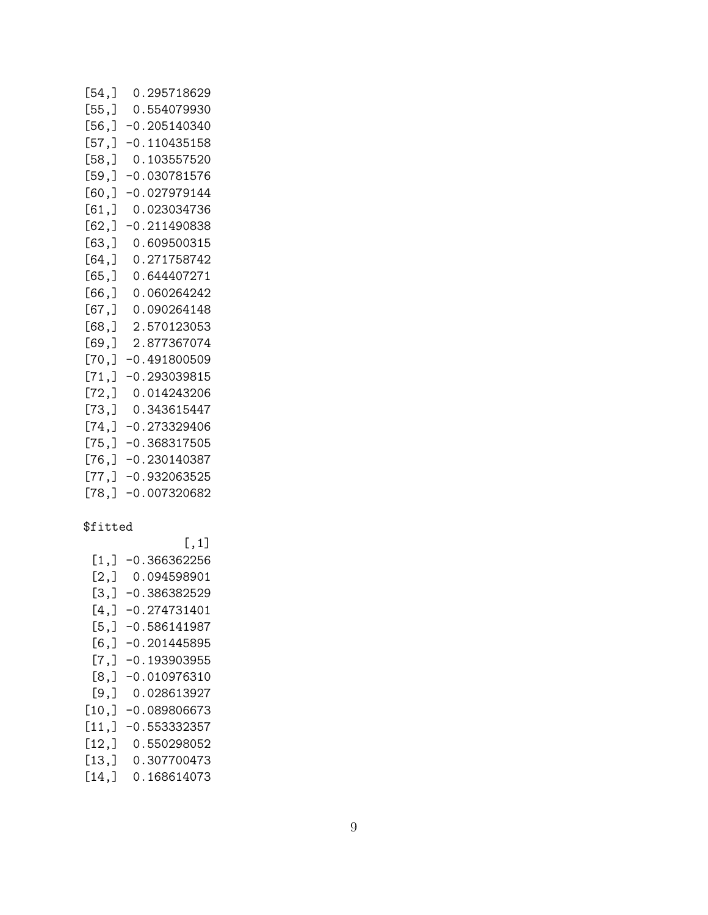```
[54,]  0.295718629
[55,]  0.554079930
[56,] -0.205140340
[57,] -0.110435158
[58,]  0.103557520
[59,] -0.030781576
[60,] -0.027979144
[61,]  0.023034736
[62,] -0.211490838
[63,]  0.609500315
[64,]  0.271758742
[65,]  0.644407271
[66,]  0.060264242
[67,]  0.090264148
[68,]  2.570123053
[69,]  2.877367074
[70,] -0.491800509
[71,] -0.293039815
[72,]  0.014243206
[73,]  0.343615447
[74,] -0.273329406
[75,] -0.368317505
[76,] -0.230140387
[77,] -0.932063525
[78,] -0.007320682

$fitted
              [,1]
 [1,] -0.366362256
 [2,]  0.094598901
 [3,] -0.386382529
 [4,] -0.274731401
 [5,] -0.586141987
 [6,] -0.201445895
 [7,] -0.193903955
 [8,] -0.010976310
 [9,]  0.028613927
[10,] -0.089806673
[11,] -0.553332357
[12,]  0.550298052
[13,]  0.307700473
[14,]  0.168614073
```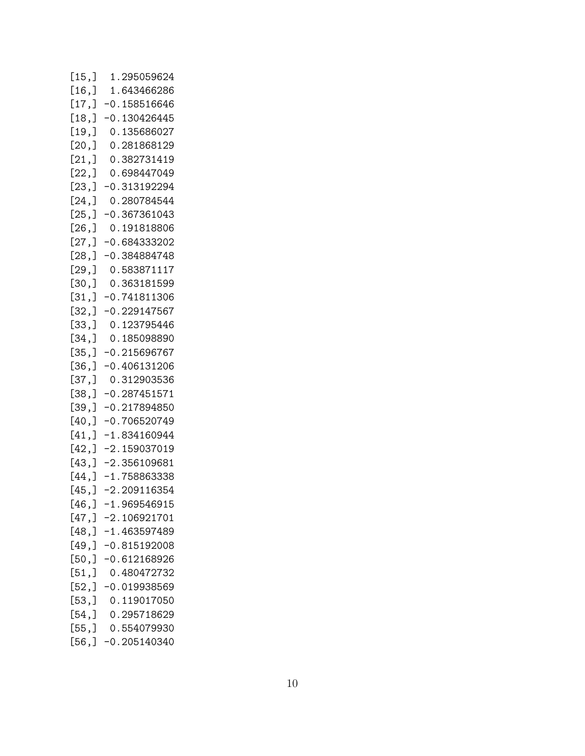```
[15,]  1.295059624
[16,]  1.643466286
[17,] -0.158516646
[18,] -0.130426445
[19,]  0.135686027
[20,]  0.281868129
[21,]  0.382731419
[22,]  0.698447049
[23,] -0.313192294
[24,]  0.280784544
[25,] -0.367361043
[26,]  0.191818806
[27,] -0.684333202
[28,] -0.384884748
[29,]  0.583871117
[30,]  0.363181599
[31,] -0.741811306
[32,] -0.229147567
[33,]  0.123795446
[34,]  0.185098890
[35,] -0.215696767
[36,] -0.406131206
[37,]  0.312903536
[38,] -0.287451571
[39,] -0.217894850
[40,] -0.706520749
[41,] -1.834160944
[42,] -2.159037019
[43,] -2.356109681
[44,] -1.758863338
[45,] -2.209116354
[46,] -1.969546915
[47,] -2.106921701
[48,] -1.463597489
[49,] -0.815192008
[50,] -0.612168926
[51,]  0.480472732
[52,] -0.019938569
[53,]  0.119017050
[54,]  0.295718629
[55,]  0.554079930
[56,] -0.205140340
```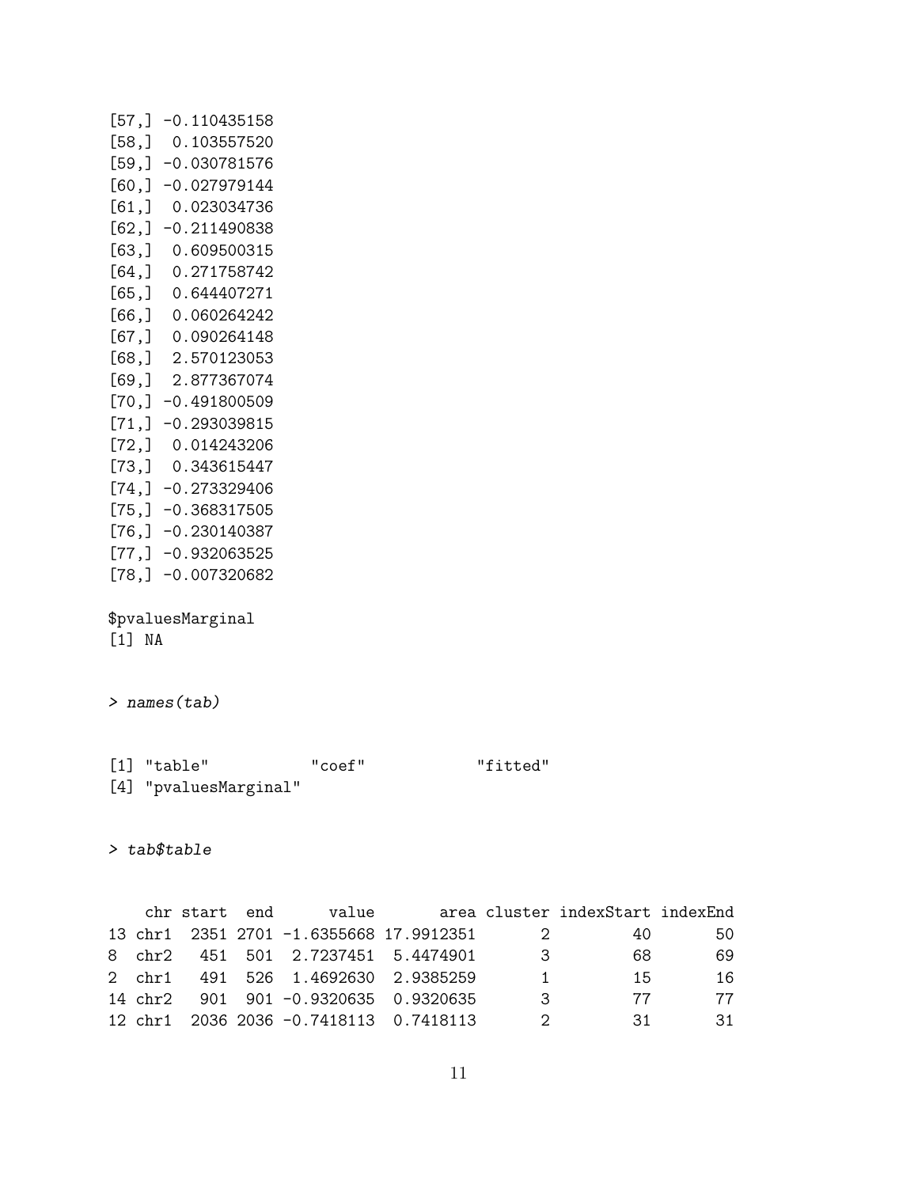```
[57,] -0.110435158
[58,]  0.103557520
[59,] -0.030781576
[60,] -0.027979144
[61,]  0.023034736
[62,] -0.211490838
[63,]  0.609500315
[64,]  0.271758742
[65,]  0.644407271
[66,]  0.060264242
[67,]  0.090264148
[68,]  2.570123053
[69,]  2.877367074
[70,] -0.491800509
[71,] -0.293039815
[72,]  0.014243206
[73,]  0.343615447
[74,] -0.273329406
[75,] -0.368317505
[76,] -0.230140387
[77,] -0.932063525
[78,] -0.007320682

$pvaluesMarginal
[1] NA
```

```
> names(tab)
```

```
[1] "table"           "coef"            "fitted"
[4] "pvaluesMarginal"
```

```
> tab$table
```

```
    chr start  end      value       area cluster indexStart indexEnd
13 chr1  2351 2701 -1.6355668 17.9912351       2         40       50
8  chr2   451  501  2.7237451  5.4474901       3         68       69
2  chr1   491  526  1.4692630  2.9385259       1         15       16
14 chr2   901  901 -0.9320635  0.9320635       3         77       77
12 chr1  2036 2036 -0.7418113  0.7418113       2         31       31
```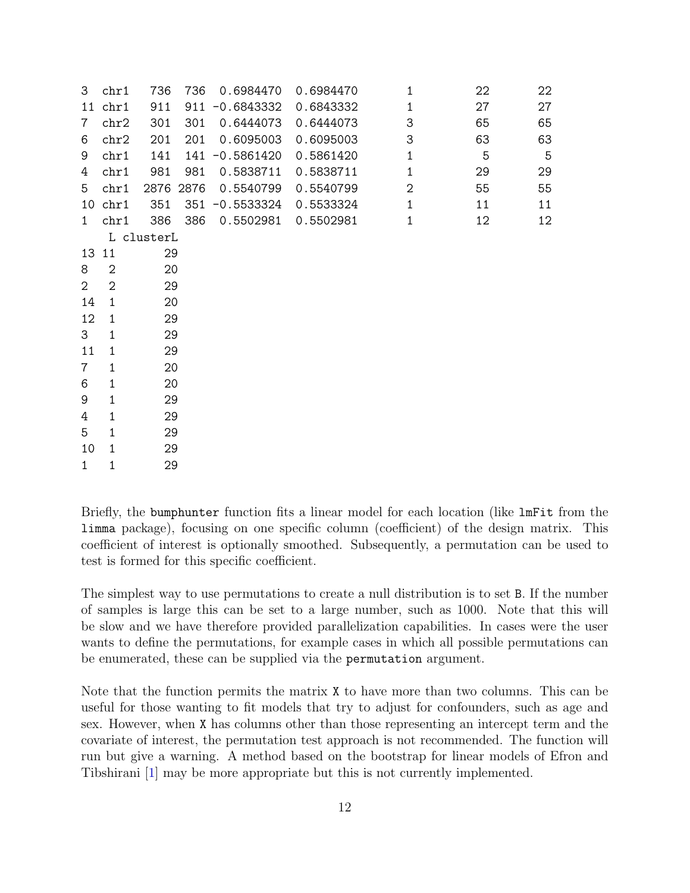```
3  chr1   736  736  0.6984470  0.6984470         1          22         22
11 chr1   911  911 -0.6843332  0.6843332         1          27         27
7  chr2   301  301  0.6444073  0.6444073         3          65         65
6  chr2   201  201  0.6095003  0.6095003         3          63         63
9  chr1   141  141 -0.5861420  0.5861420         1           5          5
4  chr1   981  981  0.5838711  0.5838711         1          29         29
5  chr1  2876 2876  0.5540799  0.5540799         2          55         55
10 chr1   351  351 -0.5533324  0.5533324         1          11         11
1  chr1   386  386  0.5502981  0.5502981         1          12         12
    L clusterL
13 11       29
8   2       20
2   2       29
14  1       20
12  1       29
3   1       29
11  1       29
7   1       20
6   1       20
9   1       29
4   1       29
5   1       29
10  1       29
1   1       29
```

Briefly, the bumphunter function fits a linear model for each location (like lmFit from the limma package), focusing on one specific column (coefficient) of the design matrix. This coefficient of interest is optionally smoothed. Subsequently, a permutation can be used to test is formed for this specific coefficient.

The simplest way to use permutations to create a null distribution is to set B. If the number of samples is large this can be set to a large number, such as 1000. Note that this will be slow and we have therefore provided parallelization capabilities. In cases were the user wants to define the permutations, for example cases in which all possible permutations can be enumerated, these can be supplied via the permutation argument.

Note that the function permits the matrix X to have more than two columns. This can be useful for those wanting to fit models that try to adjust for confounders, such as age and sex. However, when X has columns other than those representing an intercept term and the covariate of interest, the permutation test approach is not recommended. The function will run but give a warning. A method based on the bootstrap for linear models of Efron and Tibshirani [1] may be more appropriate but this is not currently implemented.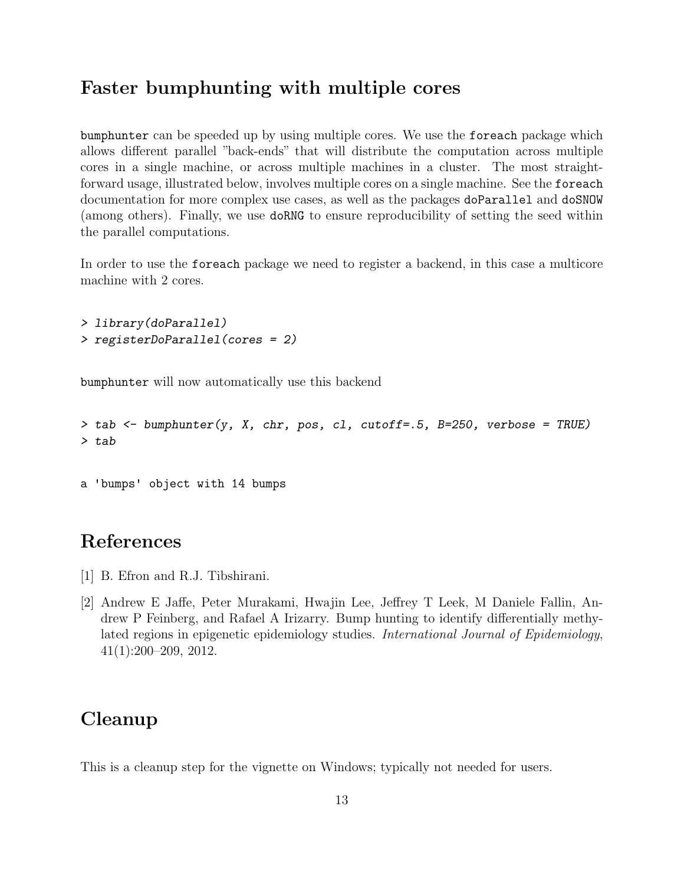## Faster bumphunting with multiple cores

`bumphunter` can be speeded up by using multiple cores. We use the `foreach` package which allows different parallel "back-ends" that will distribute the computation across multiple cores in a single machine, or across multiple machines in a cluster. The most straightforward usage, illustrated below, involves multiple cores on a single machine. See the `foreach` documentation for more complex use cases, as well as the packages `doParallel` and `doSNOW` (among others). Finally, we use `doRNG` to ensure reproducibility of setting the seed within the parallel computations.

In order to use the `foreach` package we need to register a backend, in this case a multicore machine with 2 cores.

```
> library(doParallel)
> registerDoParallel(cores = 2)
```

`bumphunter` will now automatically use this backend

```
> tab <- bumphunter(y, X, chr, pos, cl, cutoff=.5, B=250, verbose = TRUE)
> tab
```

```
a 'bumps' object with 14 bumps
```

# References

[1] B. Efron and R.J. Tibshirani.

[2] Andrew E Jaffe, Peter Murakami, Hwajin Lee, Jeffrey T Leek, M Daniele Fallin, Andrew P Feinberg, and Rafael A Irizarry. Bump hunting to identify differentially methylated regions in epigenetic epidemiology studies. *International Journal of Epidemiology*, 41(1):200–209, 2012.

# Cleanup

This is a cleanup step for the vignette on Windows; typically not needed for users.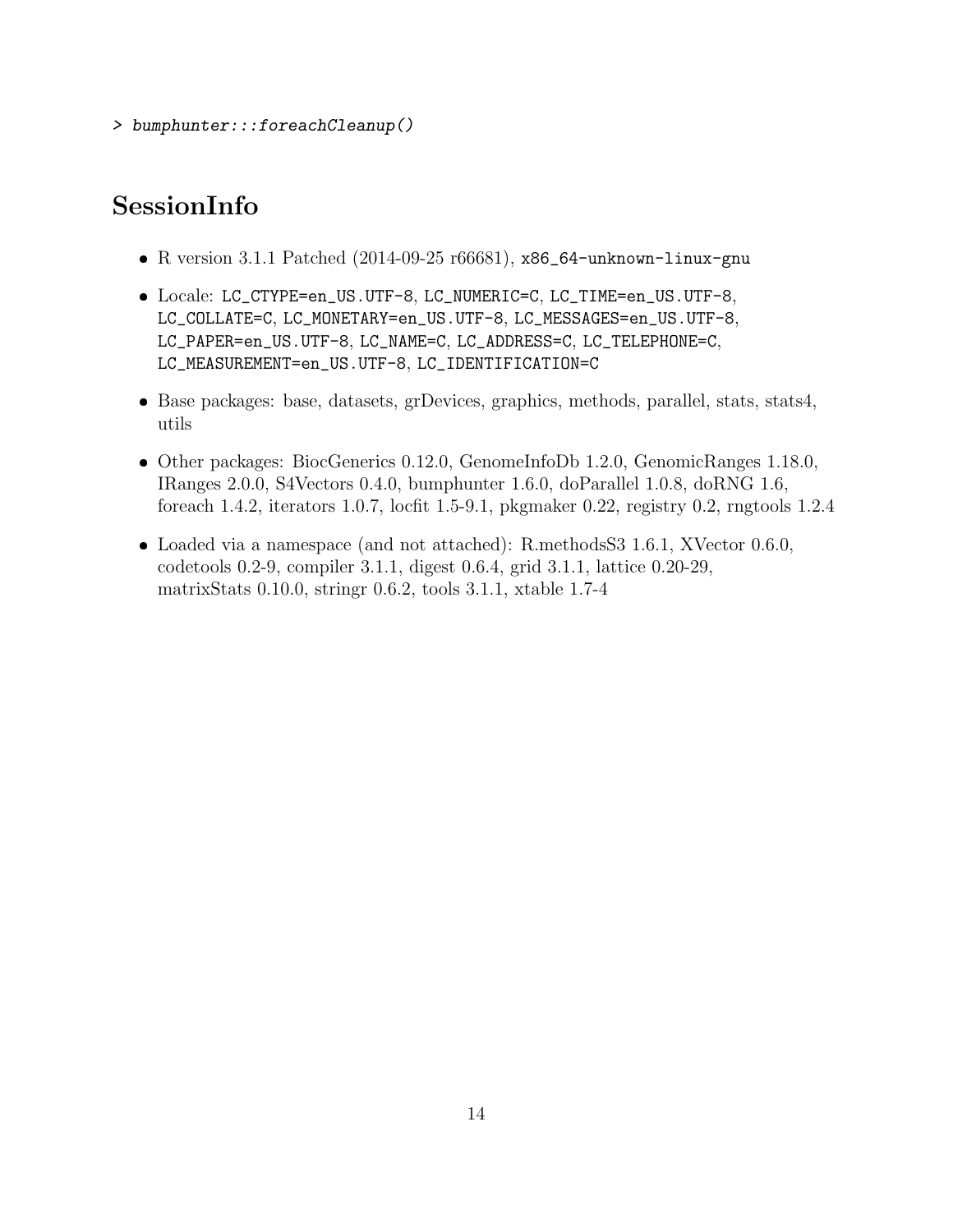```
> bumphunter:::foreachCleanup()
```

# SessionInfo

- R version 3.1.1 Patched (2014-09-25 r66681), `x86_64-unknown-linux-gnu`
- Locale: `LC_CTYPE=en_US.UTF-8`, `LC_NUMERIC=C`, `LC_TIME=en_US.UTF-8`, `LC_COLLATE=C`, `LC_MONETARY=en_US.UTF-8`, `LC_MESSAGES=en_US.UTF-8`, `LC_PAPER=en_US.UTF-8`, `LC_NAME=C`, `LC_ADDRESS=C`, `LC_TELEPHONE=C`, `LC_MEASUREMENT=en_US.UTF-8`, `LC_IDENTIFICATION=C`
- Base packages: base, datasets, grDevices, graphics, methods, parallel, stats, stats4, utils
- Other packages: BiocGenerics 0.12.0, GenomeInfoDb 1.2.0, GenomicRanges 1.18.0, IRanges 2.0.0, S4Vectors 0.4.0, bumphunter 1.6.0, doParallel 1.0.8, doRNG 1.6, foreach 1.4.2, iterators 1.0.7, locfit 1.5-9.1, pkgmaker 0.22, registry 0.2, rngtools 1.2.4
- Loaded via a namespace (and not attached): R.methodsS3 1.6.1, XVector 0.6.0, codetools 0.2-9, compiler 3.1.1, digest 0.6.4, grid 3.1.1, lattice 0.20-29, matrixStats 0.10.0, stringr 0.6.2, tools 3.1.1, xtable 1.7-4